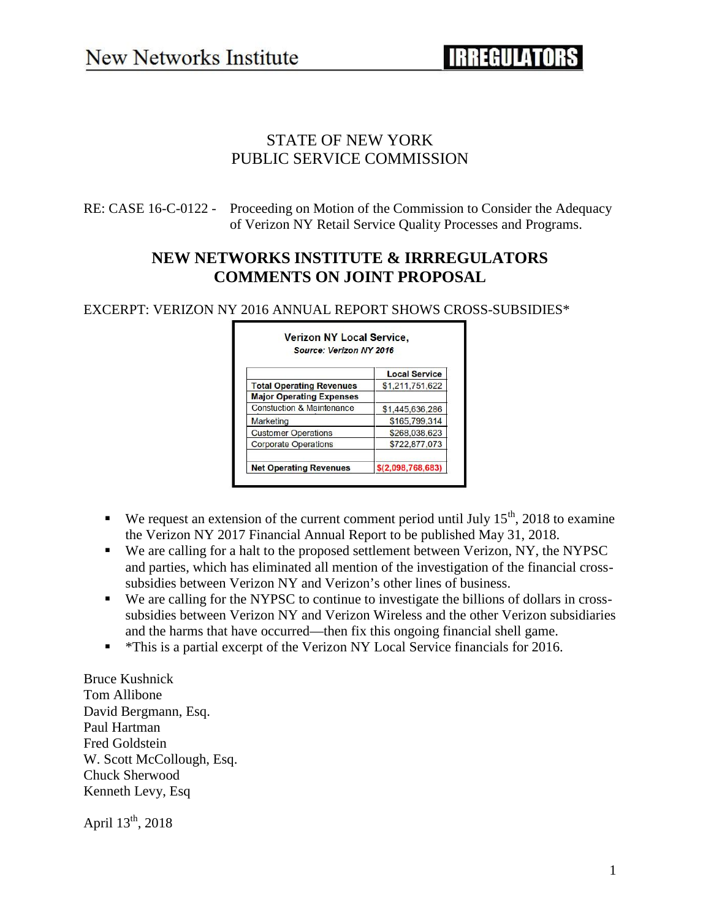New Networks Institute **IRREGULATORS**

# STATE OF NEW YORK
# PUBLIC SERVICE COMMISSION

RE: CASE 16-C-0122 - Proceeding on Motion of the Commission to Consider the Adequacy of Verizon NY Retail Service Quality Processes and Programs.

## NEW NETWORKS INSTITUTE & IRRREGULATORS COMMENTS ON JOINT PROPOSAL

EXCERPT: VERIZON NY 2016 ANNUAL REPORT SHOWS CROSS-SUBSIDIES*

**Verizon NY Local Service,**
***Source: Verizon NY 2016***

| | **Local Service** |
|---|---|
| **Total Operating Revenues** | $1,211,751,622 |
| **Major Operating Expenses** | |
| Constuction & Maintenance | $1,445,636,286 |
| Marketing | $165,799,314 |
| Customer Operations | $268,038,623 |
| Corporate Operations | $722,877,073 |
| | |
| **Net Operating Revenues** | **$(2,098,768,683)** |

- We request an extension of the current comment period until July 15th, 2018 to examine the Verizon NY 2017 Financial Annual Report to be published May 31, 2018.
- We are calling for a halt to the proposed settlement between Verizon, NY, the NYPSC and parties, which has eliminated all mention of the investigation of the financial cross-subsidies between Verizon NY and Verizon's other lines of business.
- We are calling for the NYPSC to continue to investigate the billions of dollars in cross-subsidies between Verizon NY and Verizon Wireless and the other Verizon subsidiaries and the harms that have occurred—then fix this ongoing financial shell game.
- *This is a partial excerpt of the Verizon NY Local Service financials for 2016.

Bruce Kushnick
Tom Allibone
David Bergmann, Esq.
Paul Hartman
Fred Goldstein
W. Scott McCollough, Esq.
Chuck Sherwood
Kenneth Levy, Esq

April 13th, 2018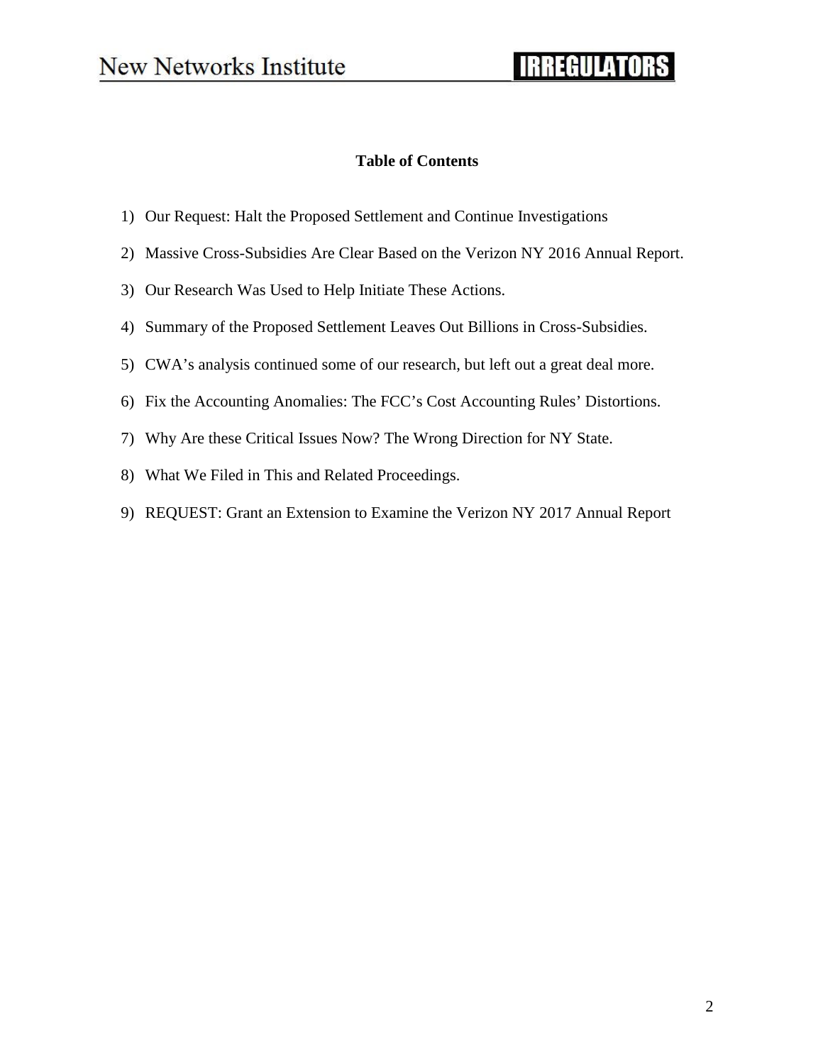**Table of Contents**

1) Our Request: Halt the Proposed Settlement and Continue Investigations
2) Massive Cross-Subsidies Are Clear Based on the Verizon NY 2016 Annual Report.
3) Our Research Was Used to Help Initiate These Actions.
4) Summary of the Proposed Settlement Leaves Out Billions in Cross-Subsidies.
5) CWA's analysis continued some of our research, but left out a great deal more.
6) Fix the Accounting Anomalies: The FCC's Cost Accounting Rules' Distortions.
7) Why Are these Critical Issues Now? The Wrong Direction for NY State.
8) What We Filed in This and Related Proceedings.
9) REQUEST: Grant an Extension to Examine the Verizon NY 2017 Annual Report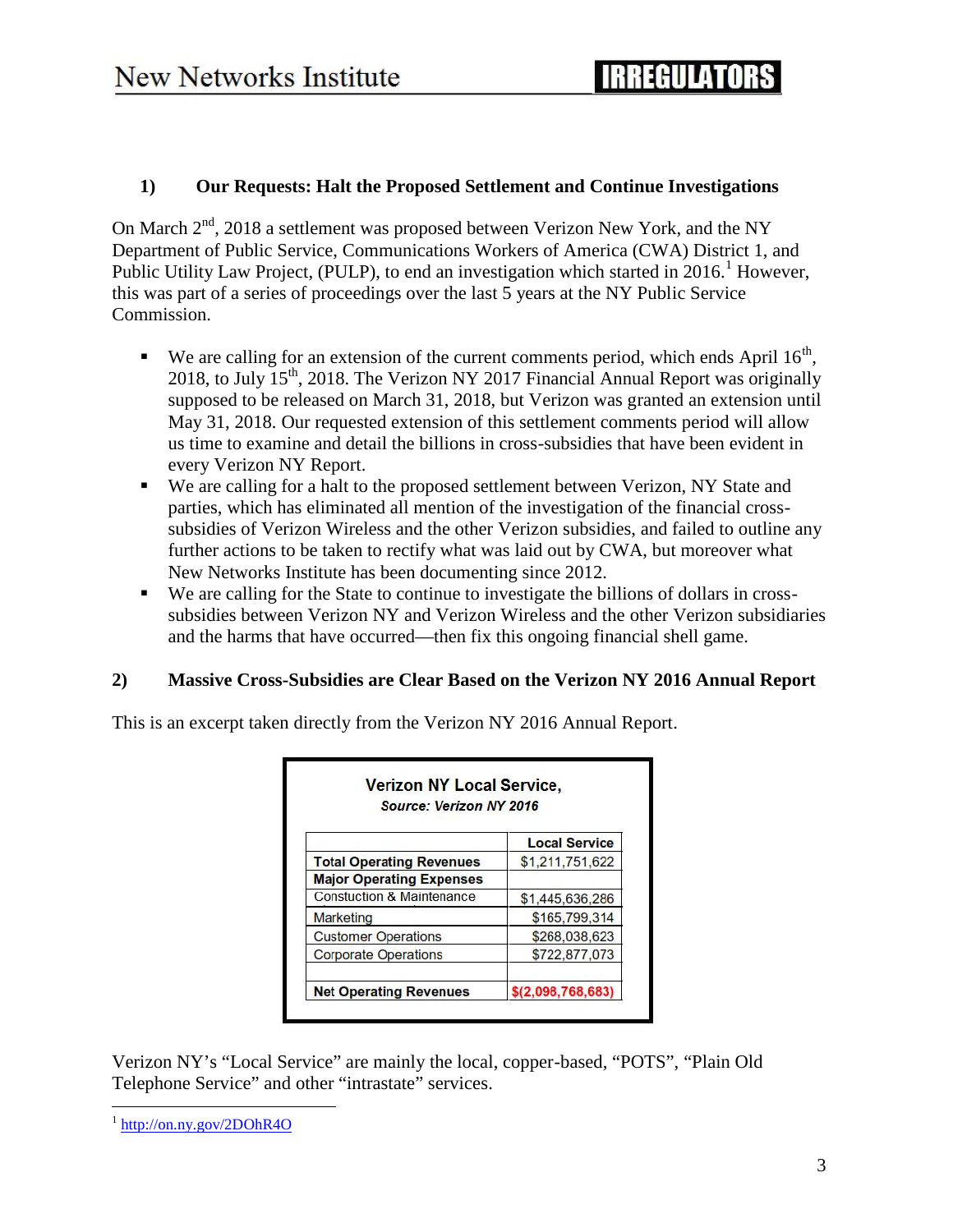## 1) Our Requests: Halt the Proposed Settlement and Continue Investigations

On March 2nd, 2018 a settlement was proposed between Verizon New York, and the NY Department of Public Service, Communications Workers of America (CWA) District 1, and Public Utility Law Project, (PULP), to end an investigation which started in 2016.[1] However, this was part of a series of proceedings over the last 5 years at the NY Public Service Commission.

- We are calling for an extension of the current comments period, which ends April 16th, 2018, to July 15th, 2018. The Verizon NY 2017 Financial Annual Report was originally supposed to be released on March 31, 2018, but Verizon was granted an extension until May 31, 2018. Our requested extension of this settlement comments period will allow us time to examine and detail the billions in cross-subsidies that have been evident in every Verizon NY Report.
- We are calling for a halt to the proposed settlement between Verizon, NY State and parties, which has eliminated all mention of the investigation of the financial cross-subsidies of Verizon Wireless and the other Verizon subsidies, and failed to outline any further actions to be taken to rectify what was laid out by CWA, but moreover what New Networks Institute has been documenting since 2012.
- We are calling for the State to continue to investigate the billions of dollars in cross-subsidies between Verizon NY and Verizon Wireless and the other Verizon subsidiaries and the harms that have occurred—then fix this ongoing financial shell game.

## 2) Massive Cross-Subsidies are Clear Based on the Verizon NY 2016 Annual Report

This is an excerpt taken directly from the Verizon NY 2016 Annual Report.

**Verizon NY Local Service,**
*Source: Verizon NY 2016*

| | Local Service |
|---|---|
| **Total Operating Revenues** | $1,211,751,622 |
| **Major Operating Expenses** | |
| Constuction & Maintenance | $1,445,636,286 |
| Marketing | $165,799,314 |
| Customer Operations | $268,038,623 |
| Corporate Operations | $722,877,073 |
| | |
| **Net Operating Revenues** | **$(2,098,768,683)** |

Verizon NY's "Local Service" are mainly the local, copper-based, "POTS", "Plain Old Telephone Service" and other "intrastate" services.

---

[1] http://on.ny.gov/2DOhR4O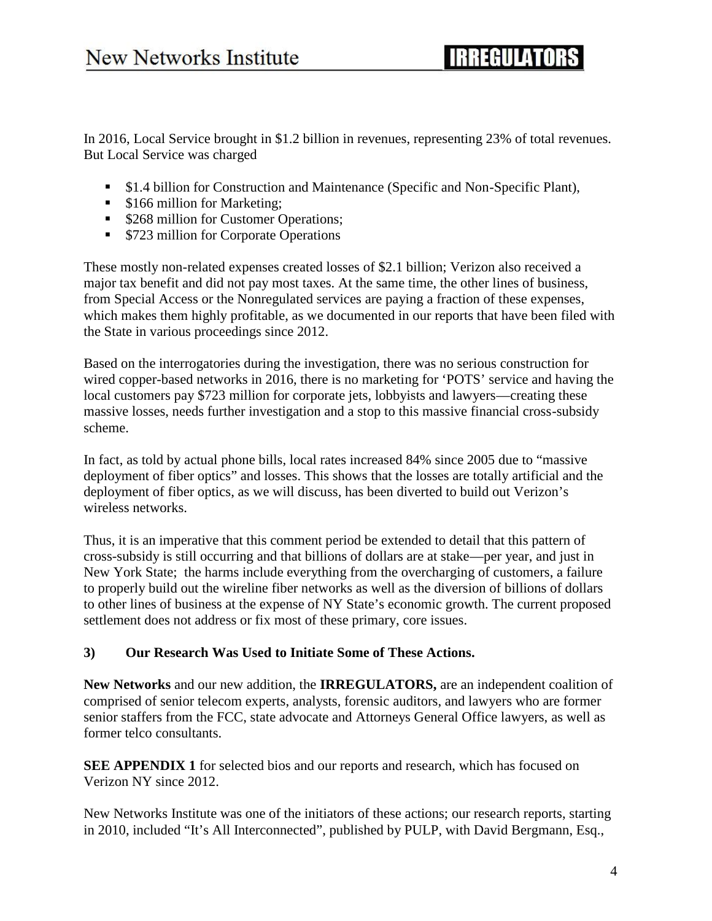In 2016, Local Service brought in $1.2 billion in revenues, representing 23% of total revenues. But Local Service was charged

- $1.4 billion for Construction and Maintenance (Specific and Non-Specific Plant),
- $166 million for Marketing;
- $268 million for Customer Operations;
- $723 million for Corporate Operations

These mostly non-related expenses created losses of $2.1 billion; Verizon also received a major tax benefit and did not pay most taxes. At the same time, the other lines of business, from Special Access or the Nonregulated services are paying a fraction of these expenses, which makes them highly profitable, as we documented in our reports that have been filed with the State in various proceedings since 2012.

Based on the interrogatories during the investigation, there was no serious construction for wired copper-based networks in 2016, there is no marketing for 'POTS' service and having the local customers pay $723 million for corporate jets, lobbyists and lawyers—creating these massive losses, needs further investigation and a stop to this massive financial cross-subsidy scheme.

In fact, as told by actual phone bills, local rates increased 84% since 2005 due to "massive deployment of fiber optics" and losses. This shows that the losses are totally artificial and the deployment of fiber optics, as we will discuss, has been diverted to build out Verizon's wireless networks.

Thus, it is an imperative that this comment period be extended to detail that this pattern of cross-subsidy is still occurring and that billions of dollars are at stake—per year, and just in New York State; the harms include everything from the overcharging of customers, a failure to properly build out the wireline fiber networks as well as the diversion of billions of dollars to other lines of business at the expense of NY State's economic growth. The current proposed settlement does not address or fix most of these primary, core issues.

### 3) Our Research Was Used to Initiate Some of These Actions.

**New Networks** and our new addition, the **IRREGULATORS,** are an independent coalition of comprised of senior telecom experts, analysts, forensic auditors, and lawyers who are former senior staffers from the FCC, state advocate and Attorneys General Office lawyers, as well as former telco consultants.

**SEE APPENDIX 1** for selected bios and our reports and research, which has focused on Verizon NY since 2012.

New Networks Institute was one of the initiators of these actions; our research reports, starting in 2010, included "It's All Interconnected", published by PULP, with David Bergmann, Esq.,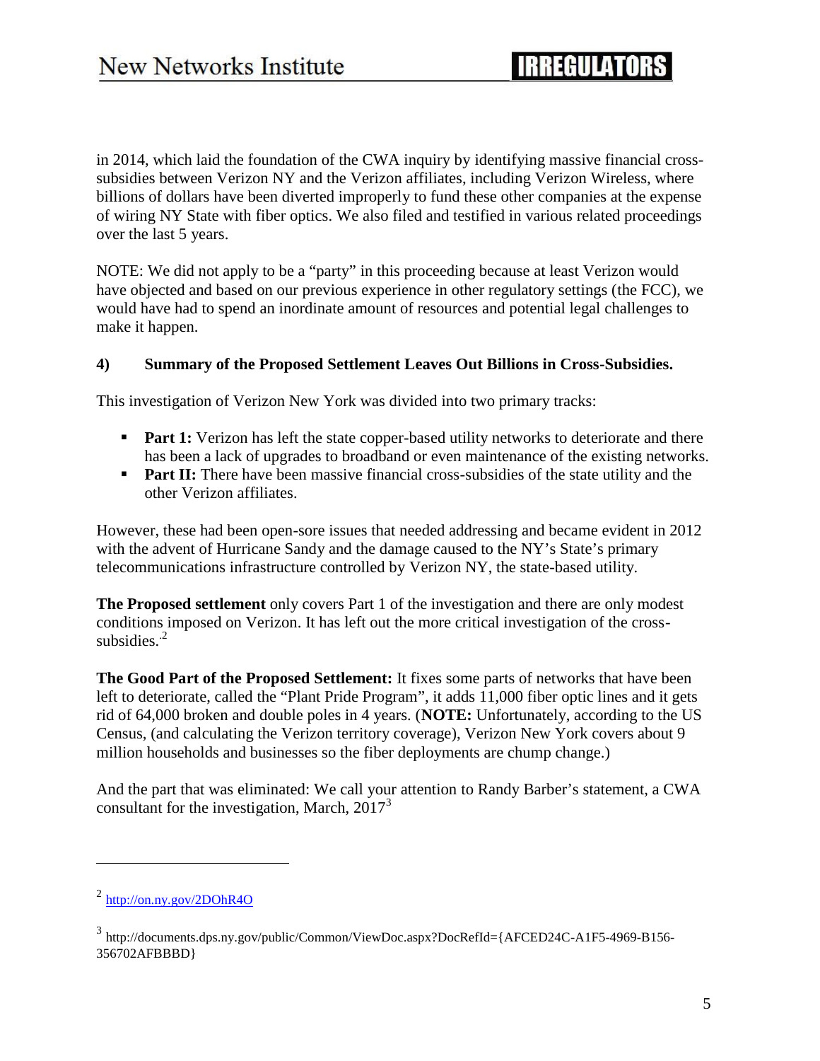in 2014, which laid the foundation of the CWA inquiry by identifying massive financial cross-subsidies between Verizon NY and the Verizon affiliates, including Verizon Wireless, where billions of dollars have been diverted improperly to fund these other companies at the expense of wiring NY State with fiber optics. We also filed and testified in various related proceedings over the last 5 years.

NOTE: We did not apply to be a "party" in this proceeding because at least Verizon would have objected and based on our previous experience in other regulatory settings (the FCC), we would have had to spend an inordinate amount of resources and potential legal challenges to make it happen.

#### 4) Summary of the Proposed Settlement Leaves Out Billions in Cross-Subsidies.

This investigation of Verizon New York was divided into two primary tracks:

- **Part 1:** Verizon has left the state copper-based utility networks to deteriorate and there has been a lack of upgrades to broadband or even maintenance of the existing networks.
- **Part II:** There have been massive financial cross-subsidies of the state utility and the other Verizon affiliates.

However, these had been open-sore issues that needed addressing and became evident in 2012 with the advent of Hurricane Sandy and the damage caused to the NY's State's primary telecommunications infrastructure controlled by Verizon NY, the state-based utility.

**The Proposed settlement** only covers Part 1 of the investigation and there are only modest conditions imposed on Verizon. It has left out the more critical investigation of the cross-subsidies.[2]

**The Good Part of the Proposed Settlement:** It fixes some parts of networks that have been left to deteriorate, called the "Plant Pride Program", it adds 11,000 fiber optic lines and it gets rid of 64,000 broken and double poles in 4 years. (**NOTE:** Unfortunately, according to the US Census, (and calculating the Verizon territory coverage), Verizon New York covers about 9 million households and businesses so the fiber deployments are chump change.)

And the part that was eliminated: We call your attention to Randy Barber's statement, a CWA consultant for the investigation, March, 2017[3]

---

[2] http://on.ny.gov/2DOhR4O

[3] http://documents.dps.ny.gov/public/Common/ViewDoc.aspx?DocRefId={AFCED24C-A1F5-4969-B156-356702AFBBBD}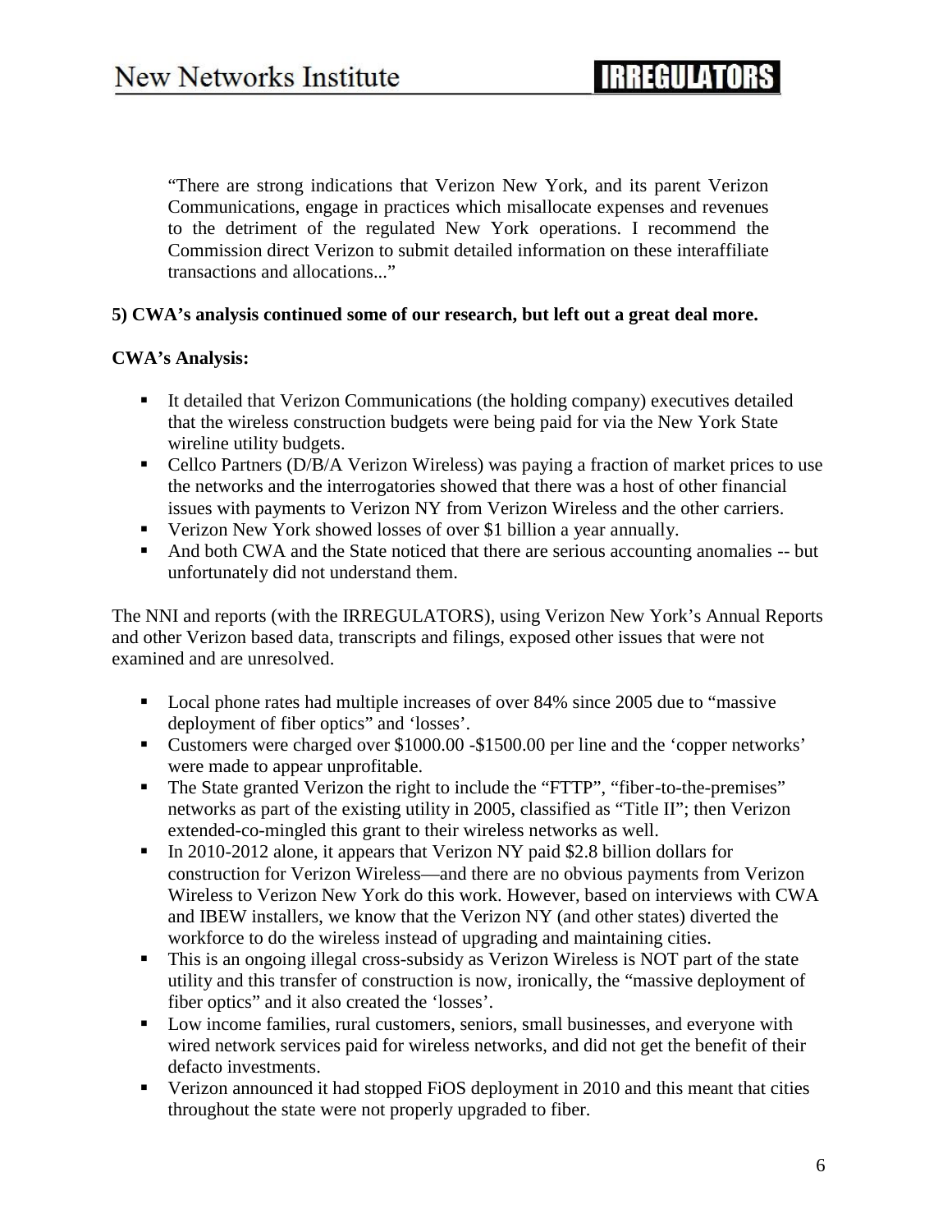> "There are strong indications that Verizon New York, and its parent Verizon Communications, engage in practices which misallocate expenses and revenues to the detriment of the regulated New York operations. I recommend the Commission direct Verizon to submit detailed information on these interaffiliate transactions and allocations..."

**5) CWA's analysis continued some of our research, but left out a great deal more.**

**CWA's Analysis:**

- It detailed that Verizon Communications (the holding company) executives detailed that the wireless construction budgets were being paid for via the New York State wireline utility budgets.
- Cellco Partners (D/B/A Verizon Wireless) was paying a fraction of market prices to use the networks and the interrogatories showed that there was a host of other financial issues with payments to Verizon NY from Verizon Wireless and the other carriers.
- Verizon New York showed losses of over $1 billion a year annually.
- And both CWA and the State noticed that there are serious accounting anomalies -- but unfortunately did not understand them.

The NNI and reports (with the IRREGULATORS), using Verizon New York's Annual Reports and other Verizon based data, transcripts and filings, exposed other issues that were not examined and are unresolved.

- Local phone rates had multiple increases of over 84% since 2005 due to "massive deployment of fiber optics" and 'losses'.
- Customers were charged over $1000.00 -$1500.00 per line and the 'copper networks' were made to appear unprofitable.
- The State granted Verizon the right to include the "FTTP", "fiber-to-the-premises" networks as part of the existing utility in 2005, classified as "Title II"; then Verizon extended-co-mingled this grant to their wireless networks as well.
- In 2010-2012 alone, it appears that Verizon NY paid $2.8 billion dollars for construction for Verizon Wireless—and there are no obvious payments from Verizon Wireless to Verizon New York do this work. However, based on interviews with CWA and IBEW installers, we know that the Verizon NY (and other states) diverted the workforce to do the wireless instead of upgrading and maintaining cities.
- This is an ongoing illegal cross-subsidy as Verizon Wireless is NOT part of the state utility and this transfer of construction is now, ironically, the "massive deployment of fiber optics" and it also created the 'losses'.
- Low income families, rural customers, seniors, small businesses, and everyone with wired network services paid for wireless networks, and did not get the benefit of their defacto investments.
- Verizon announced it had stopped FiOS deployment in 2010 and this meant that cities throughout the state were not properly upgraded to fiber.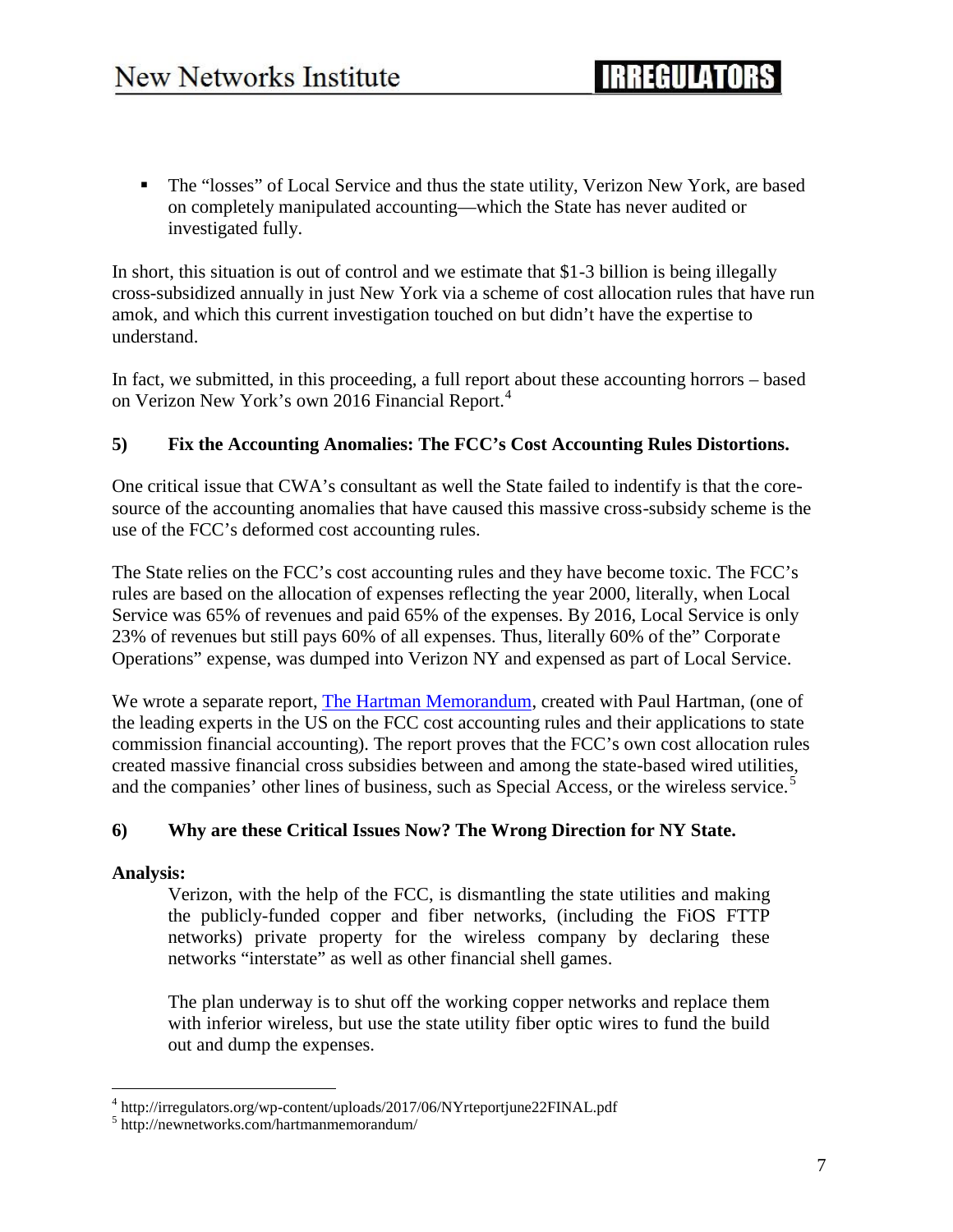- The "losses" of Local Service and thus the state utility, Verizon New York, are based on completely manipulated accounting—which the State has never audited or investigated fully.

In short, this situation is out of control and we estimate that $1-3 billion is being illegally cross-subsidized annually in just New York via a scheme of cost allocation rules that have run amok, and which this current investigation touched on but didn't have the expertise to understand.

In fact, we submitted, in this proceeding, a full report about these accounting horrors – based on Verizon New York's own 2016 Financial Report.[4]

### 5) Fix the Accounting Anomalies: The FCC's Cost Accounting Rules Distortions.

One critical issue that CWA's consultant as well the State failed to indentify is that the core-source of the accounting anomalies that have caused this massive cross-subsidy scheme is the use of the FCC's deformed cost accounting rules.

The State relies on the FCC's cost accounting rules and they have become toxic. The FCC's rules are based on the allocation of expenses reflecting the year 2000, literally, when Local Service was 65% of revenues and paid 65% of the expenses. By 2016, Local Service is only 23% of revenues but still pays 60% of all expenses. Thus, literally 60% of the" Corporate Operations" expense, was dumped into Verizon NY and expensed as part of Local Service.

We wrote a separate report, [The Hartman Memorandum](http://newnetworks.com/hartmanmemorandum/), created with Paul Hartman, (one of the leading experts in the US on the FCC cost accounting rules and their applications to state commission financial accounting). The report proves that the FCC's own cost allocation rules created massive financial cross subsidies between and among the state-based wired utilities, and the companies' other lines of business, such as Special Access, or the wireless service.[5]

### 6) Why are these Critical Issues Now? The Wrong Direction for NY State.

**Analysis:**

> Verizon, with the help of the FCC, is dismantling the state utilities and making the publicly-funded copper and fiber networks, (including the FiOS FTTP networks) private property for the wireless company by declaring these networks "interstate" as well as other financial shell games.
>
> The plan underway is to shut off the working copper networks and replace them with inferior wireless, but use the state utility fiber optic wires to fund the build out and dump the expenses.

---

[4] http://irregulators.org/wp-content/uploads/2017/06/NYrteportjune22FINAL.pdf

[5] http://newnetworks.com/hartmanmemorandum/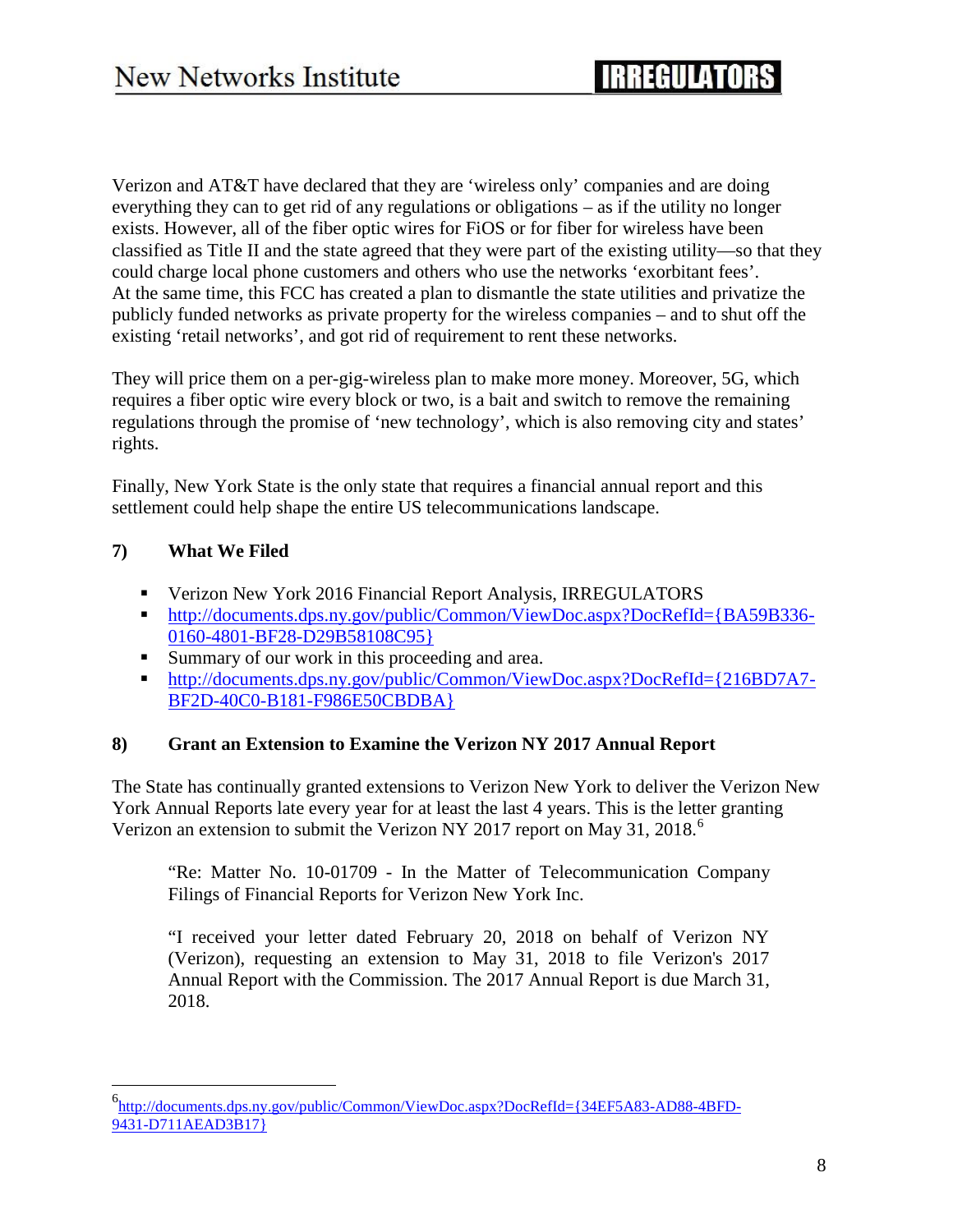Verizon and AT&T have declared that they are 'wireless only' companies and are doing everything they can to get rid of any regulations or obligations – as if the utility no longer exists. However, all of the fiber optic wires for FiOS or for fiber for wireless have been classified as Title II and the state agreed that they were part of the existing utility—so that they could charge local phone customers and others who use the networks 'exorbitant fees'. At the same time, this FCC has created a plan to dismantle the state utilities and privatize the publicly funded networks as private property for the wireless companies – and to shut off the existing 'retail networks', and got rid of requirement to rent these networks.

They will price them on a per-gig-wireless plan to make more money. Moreover, 5G, which requires a fiber optic wire every block or two, is a bait and switch to remove the remaining regulations through the promise of 'new technology', which is also removing city and states' rights.

Finally, New York State is the only state that requires a financial annual report and this settlement could help shape the entire US telecommunications landscape.

## 7) What We Filed

- Verizon New York 2016 Financial Report Analysis, IRREGULATORS
- http://documents.dps.ny.gov/public/Common/ViewDoc.aspx?DocRefId={BA59B336-0160-4801-BF28-D29B58108C95}
- Summary of our work in this proceeding and area.
- http://documents.dps.ny.gov/public/Common/ViewDoc.aspx?DocRefId={216BD7A7-BF2D-40C0-B181-F986E50CBDBA}

## 8) Grant an Extension to Examine the Verizon NY 2017 Annual Report

The State has continually granted extensions to Verizon New York to deliver the Verizon New York Annual Reports late every year for at least the last 4 years. This is the letter granting Verizon an extension to submit the Verizon NY 2017 report on May 31, 2018.[6]

> "Re: Matter No. 10-01709 - In the Matter of Telecommunication Company Filings of Financial Reports for Verizon New York Inc.
>
> "I received your letter dated February 20, 2018 on behalf of Verizon NY (Verizon), requesting an extension to May 31, 2018 to file Verizon's 2017 Annual Report with the Commission. The 2017 Annual Report is due March 31, 2018.

---

[6] http://documents.dps.ny.gov/public/Common/ViewDoc.aspx?DocRefId={34EF5A83-AD88-4BFD-9431-D711AEAD3B17}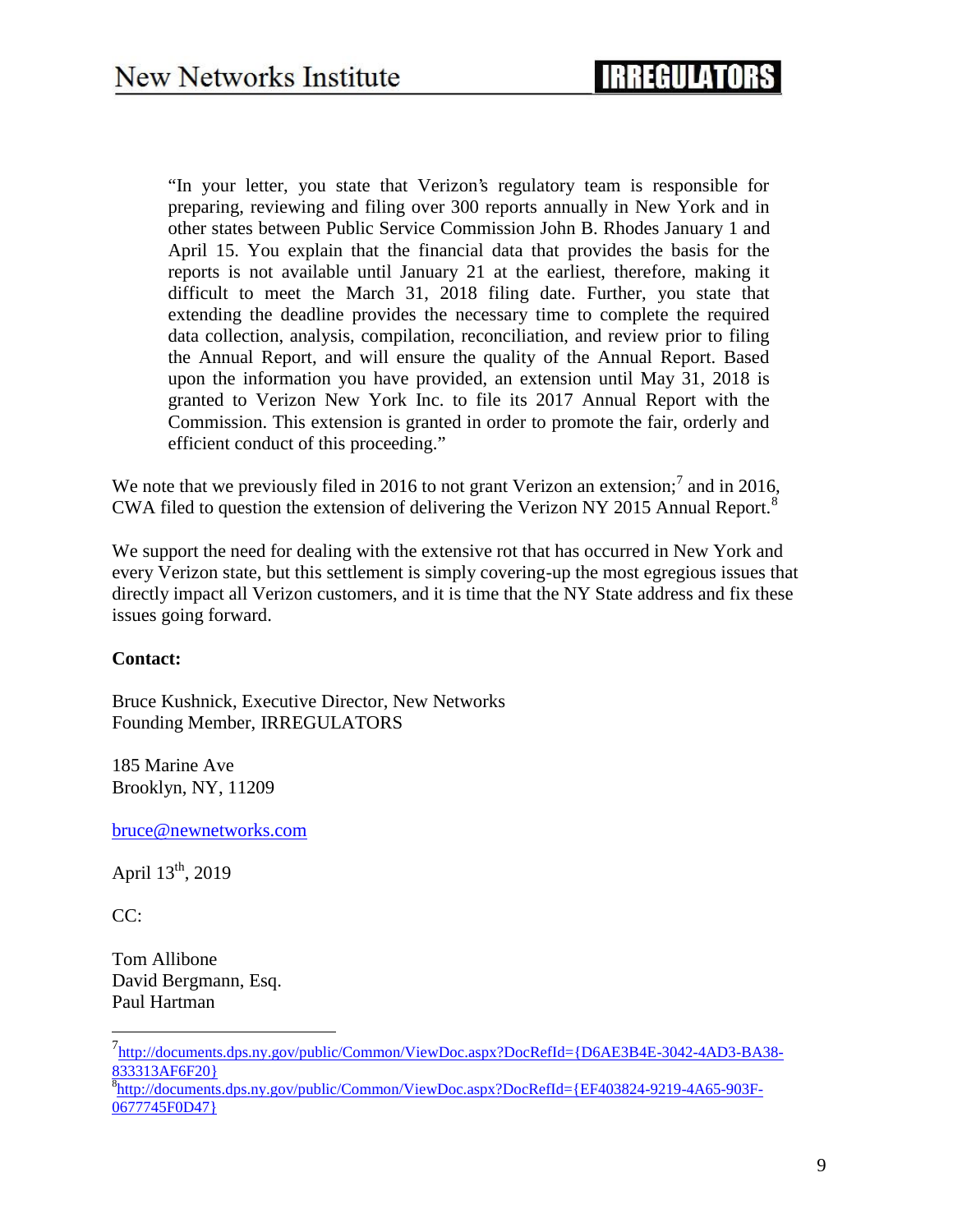> "In your letter, you state that Verizon's regulatory team is responsible for preparing, reviewing and filing over 300 reports annually in New York and in other states between Public Service Commission John B. Rhodes January 1 and April 15. You explain that the financial data that provides the basis for the reports is not available until January 21 at the earliest, therefore, making it difficult to meet the March 31, 2018 filing date. Further, you state that extending the deadline provides the necessary time to complete the required data collection, analysis, compilation, reconciliation, and review prior to filing the Annual Report, and will ensure the quality of the Annual Report. Based upon the information you have provided, an extension until May 31, 2018 is granted to Verizon New York Inc. to file its 2017 Annual Report with the Commission. This extension is granted in order to promote the fair, orderly and efficient conduct of this proceeding."

We note that we previously filed in 2016 to not grant Verizon an extension;[7] and in 2016, CWA filed to question the extension of delivering the Verizon NY 2015 Annual Report.[8]

We support the need for dealing with the extensive rot that has occurred in New York and every Verizon state, but this settlement is simply covering-up the most egregious issues that directly impact all Verizon customers, and it is time that the NY State address and fix these issues going forward.

**Contact:**

Bruce Kushnick, Executive Director, New Networks
Founding Member, IRREGULATORS

185 Marine Ave
Brooklyn, NY, 11209

bruce@newnetworks.com

April 13th, 2019

CC:

Tom Allibone
David Bergmann, Esq.
Paul Hartman

---

[7] http://documents.dps.ny.gov/public/Common/ViewDoc.aspx?DocRefId={D6AE3B4E-3042-4AD3-BA38-833313AF6F20}

[8] http://documents.dps.ny.gov/public/Common/ViewDoc.aspx?DocRefId={EF403824-9219-4A65-903F-0677745F0D47}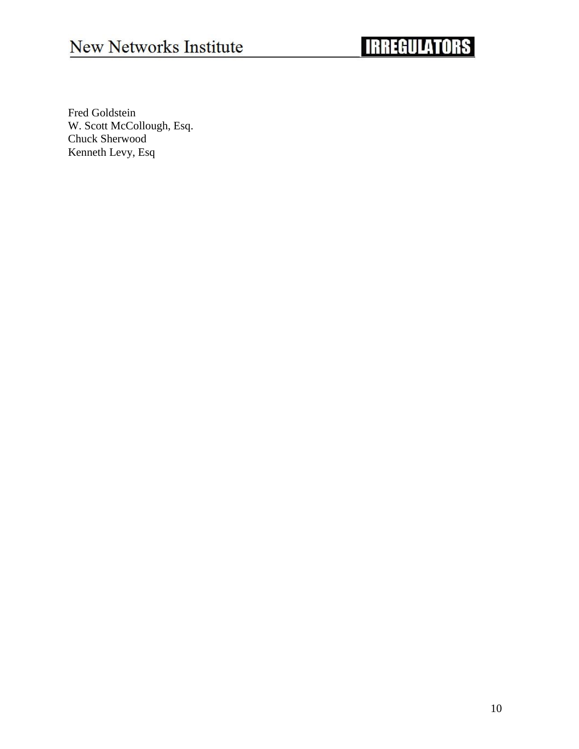Fred Goldstein  
W. Scott McCollough, Esq.  
Chuck Sherwood  
Kenneth Levy, Esq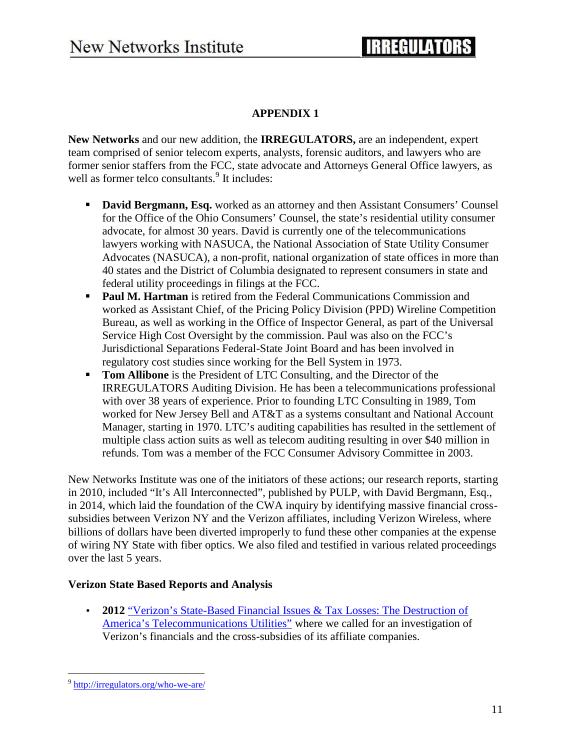## APPENDIX 1

**New Networks** and our new addition, the **IRREGULATORS,** are an independent, expert team comprised of senior telecom experts, analysts, forensic auditors, and lawyers who are former senior staffers from the FCC, state advocate and Attorneys General Office lawyers, as well as former telco consultants.[9] It includes:

- **David Bergmann, Esq.** worked as an attorney and then Assistant Consumers' Counsel for the Office of the Ohio Consumers' Counsel, the state's residential utility consumer advocate, for almost 30 years. David is currently one of the telecommunications lawyers working with NASUCA, the National Association of State Utility Consumer Advocates (NASUCA), a non-profit, national organization of state offices in more than 40 states and the District of Columbia designated to represent consumers in state and federal utility proceedings in filings at the FCC.
- **Paul M. Hartman** is retired from the Federal Communications Commission and worked as Assistant Chief, of the Pricing Policy Division (PPD) Wireline Competition Bureau, as well as working in the Office of Inspector General, as part of the Universal Service High Cost Oversight by the commission. Paul was also on the FCC's Jurisdictional Separations Federal-State Joint Board and has been involved in regulatory cost studies since working for the Bell System in 1973.
- **Tom Allibone** is the President of LTC Consulting, and the Director of the IRREGULATORS Auditing Division. He has been a telecommunications professional with over 38 years of experience. Prior to founding LTC Consulting in 1989, Tom worked for New Jersey Bell and AT&T as a systems consultant and National Account Manager, starting in 1970. LTC's auditing capabilities has resulted in the settlement of multiple class action suits as well as telecom auditing resulting in over $40 million in refunds. Tom was a member of the FCC Consumer Advisory Committee in 2003.

New Networks Institute was one of the initiators of these actions; our research reports, starting in 2010, included "It's All Interconnected", published by PULP, with David Bergmann, Esq., in 2014, which laid the foundation of the CWA inquiry by identifying massive financial cross-subsidies between Verizon NY and the Verizon affiliates, including Verizon Wireless, where billions of dollars have been diverted improperly to fund these other companies at the expense of wiring NY State with fiber optics. We also filed and testified in various related proceedings over the last 5 years.

**Verizon State Based Reports and Analysis**

- **2012** "Verizon's State-Based Financial Issues & Tax Losses: The Destruction of America's Telecommunications Utilities" where we called for an investigation of Verizon's financials and the cross-subsidies of its affiliate companies.

[9] http://irregulators.org/who-we-are/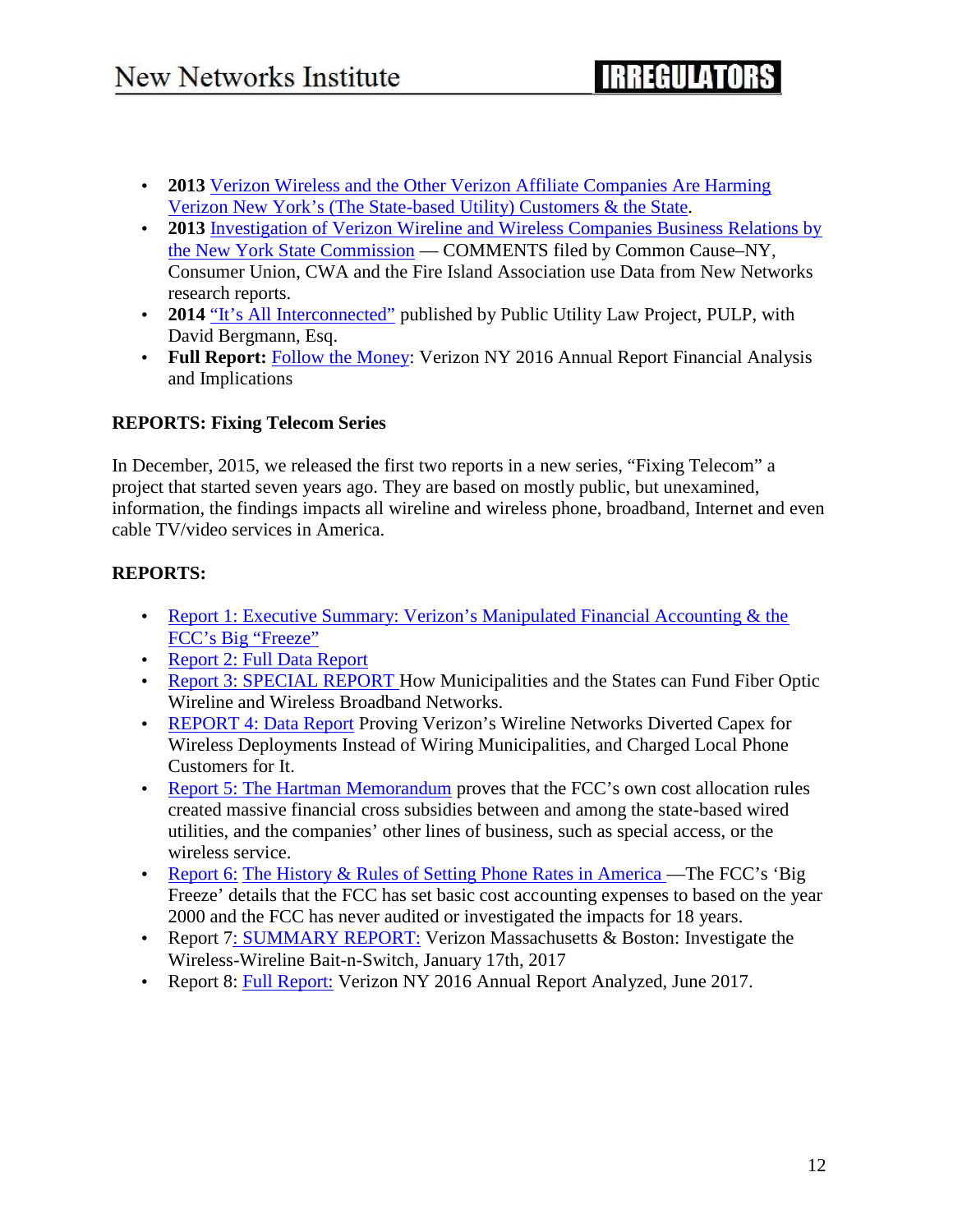- **2013** Verizon Wireless and the Other Verizon Affiliate Companies Are Harming Verizon New York's (The State-based Utility) Customers & the State.
- **2013** Investigation of Verizon Wireline and Wireless Companies Business Relations by the New York State Commission — COMMENTS filed by Common Cause–NY, Consumer Union, CWA and the Fire Island Association use Data from New Networks research reports.
- **2014** "It's All Interconnected" published by Public Utility Law Project, PULP, with David Bergmann, Esq.
- **Full Report:** Follow the Money: Verizon NY 2016 Annual Report Financial Analysis and Implications

**REPORTS: Fixing Telecom Series**

In December, 2015, we released the first two reports in a new series, "Fixing Telecom" a project that started seven years ago. They are based on mostly public, but unexamined, information, the findings impacts all wireline and wireless phone, broadband, Internet and even cable TV/video services in America.

**REPORTS:**

- Report 1: Executive Summary: Verizon's Manipulated Financial Accounting & the FCC's Big "Freeze"
- Report 2: Full Data Report
- Report 3: SPECIAL REPORT How Municipalities and the States can Fund Fiber Optic Wireline and Wireless Broadband Networks.
- REPORT 4: Data Report Proving Verizon's Wireline Networks Diverted Capex for Wireless Deployments Instead of Wiring Municipalities, and Charged Local Phone Customers for It.
- Report 5: The Hartman Memorandum proves that the FCC's own cost allocation rules created massive financial cross subsidies between and among the state-based wired utilities, and the companies' other lines of business, such as special access, or the wireless service.
- Report 6: The History & Rules of Setting Phone Rates in America —The FCC's 'Big Freeze' details that the FCC has set basic cost accounting expenses to based on the year 2000 and the FCC has never audited or investigated the impacts for 18 years.
- Report 7: SUMMARY REPORT: Verizon Massachusetts & Boston: Investigate the Wireless-Wireline Bait-n-Switch, January 17th, 2017
- Report 8: Full Report: Verizon NY 2016 Annual Report Analyzed, June 2017.